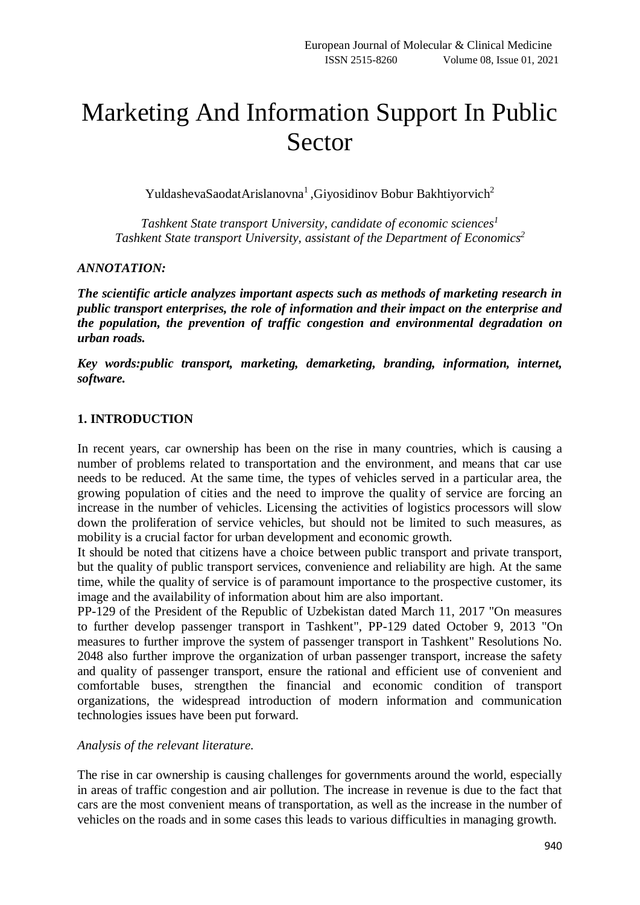# Marketing And Information Support In Public Sector

YuldashevaSaodatArislanovna[1] ,Giyosidinov Bobur Bakhtiyorvich[2]

*Tashkent State transport University, candidate of economic sciences[1]*
*Tashkent State transport University, assistant of the Department of Economics[2]*

***ANNOTATION:***

***The scientific article analyzes important aspects such as methods of marketing research in public transport enterprises, the role of information and their impact on the enterprise and the population, the prevention of traffic congestion and environmental degradation on urban roads.***

***Key words:public transport, marketing, demarketing, branding, information, internet, software.***

## 1. INTRODUCTION

In recent years, car ownership has been on the rise in many countries, which is causing a number of problems related to transportation and the environment, and means that car use needs to be reduced. At the same time, the types of vehicles served in a particular area, the growing population of cities and the need to improve the quality of service are forcing an increase in the number of vehicles. Licensing the activities of logistics processors will slow down the proliferation of service vehicles, but should not be limited to such measures, as mobility is a crucial factor for urban development and economic growth.

It should be noted that citizens have a choice between public transport and private transport, but the quality of public transport services, convenience and reliability are high. At the same time, while the quality of service is of paramount importance to the prospective customer, its image and the availability of information about him are also important.

PP-129 of the President of the Republic of Uzbekistan dated March 11, 2017 "On measures to further develop passenger transport in Tashkent", PP-129 dated October 9, 2013 "On measures to further improve the system of passenger transport in Tashkent" Resolutions No. 2048 also further improve the organization of urban passenger transport, increase the safety and quality of passenger transport, ensure the rational and efficient use of convenient and comfortable buses, strengthen the financial and economic condition of transport organizations, the widespread introduction of modern information and communication technologies issues have been put forward.

*Analysis of the relevant literature.*

The rise in car ownership is causing challenges for governments around the world, especially in areas of traffic congestion and air pollution. The increase in revenue is due to the fact that cars are the most convenient means of transportation, as well as the increase in the number of vehicles on the roads and in some cases this leads to various difficulties in managing growth.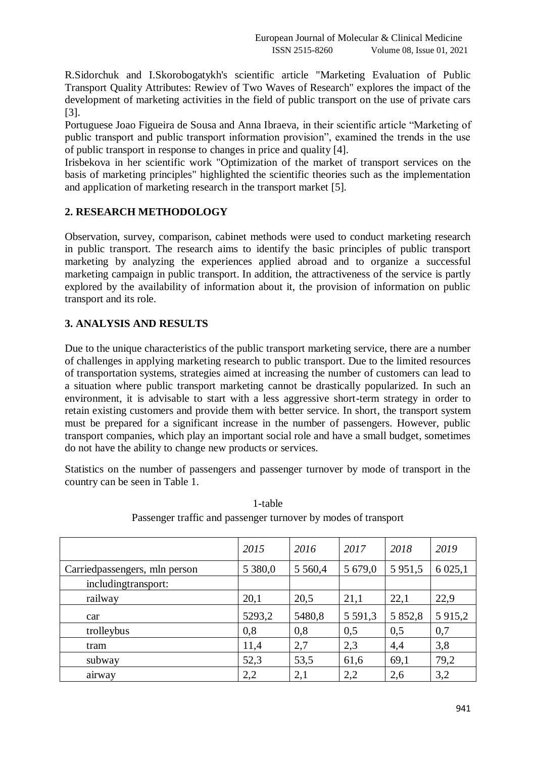R.Sidorchuk and I.Skorobogatykh's scientific article "Marketing Evaluation of Public Transport Quality Attributes: Rewiev of Two Waves of Research" explores the impact of the development of marketing activities in the field of public transport on the use of private cars [3].

Portuguese Joao Figueira de Sousa and Anna Ibraeva, in their scientific article "Marketing of public transport and public transport information provision", examined the trends in the use of public transport in response to changes in price and quality [4].

Irisbekova in her scientific work "Optimization of the market of transport services on the basis of marketing principles" highlighted the scientific theories such as the implementation and application of marketing research in the transport market [5].

## 2. RESEARCH METHODOLOGY

Observation, survey, comparison, cabinet methods were used to conduct marketing research in public transport. The research aims to identify the basic principles of public transport marketing by analyzing the experiences applied abroad and to organize a successful marketing campaign in public transport. In addition, the attractiveness of the service is partly explored by the availability of information about it, the provision of information on public transport and its role.

## 3. ANALYSIS AND RESULTS

Due to the unique characteristics of the public transport marketing service, there are a number of challenges in applying marketing research to public transport. Due to the limited resources of transportation systems, strategies aimed at increasing the number of customers can lead to a situation where public transport marketing cannot be drastically popularized. In such an environment, it is advisable to start with a less aggressive short-term strategy in order to retain existing customers and provide them with better service. In short, the transport system must be prepared for a significant increase in the number of passengers. However, public transport companies, which play an important social role and have a small budget, sometimes do not have the ability to change new products or services.

Statistics on the number of passengers and passenger turnover by mode of transport in the country can be seen in Table 1.

1-table

Passenger traffic and passenger turnover by modes of transport

| | *2015* | *2016* | *2017* | *2018* | *2019* |
|---|---|---|---|---|---|
| Carriedpassengers, mln person | 5 380,0 | 5 560,4 | 5 679,0 | 5 951,5 | 6 025,1 |
| includingtransport: | | | | | |
| railway | 20,1 | 20,5 | 21,1 | 22,1 | 22,9 |
| car | 5293,2 | 5480,8 | 5 591,3 | 5 852,8 | 5 915,2 |
| trolleybus | 0,8 | 0,8 | 0,5 | 0,5 | 0,7 |
| tram | 11,4 | 2,7 | 2,3 | 4,4 | 3,8 |
| subway | 52,3 | 53,5 | 61,6 | 69,1 | 79,2 |
| airway | 2,2 | 2,1 | 2,2 | 2,6 | 3,2 |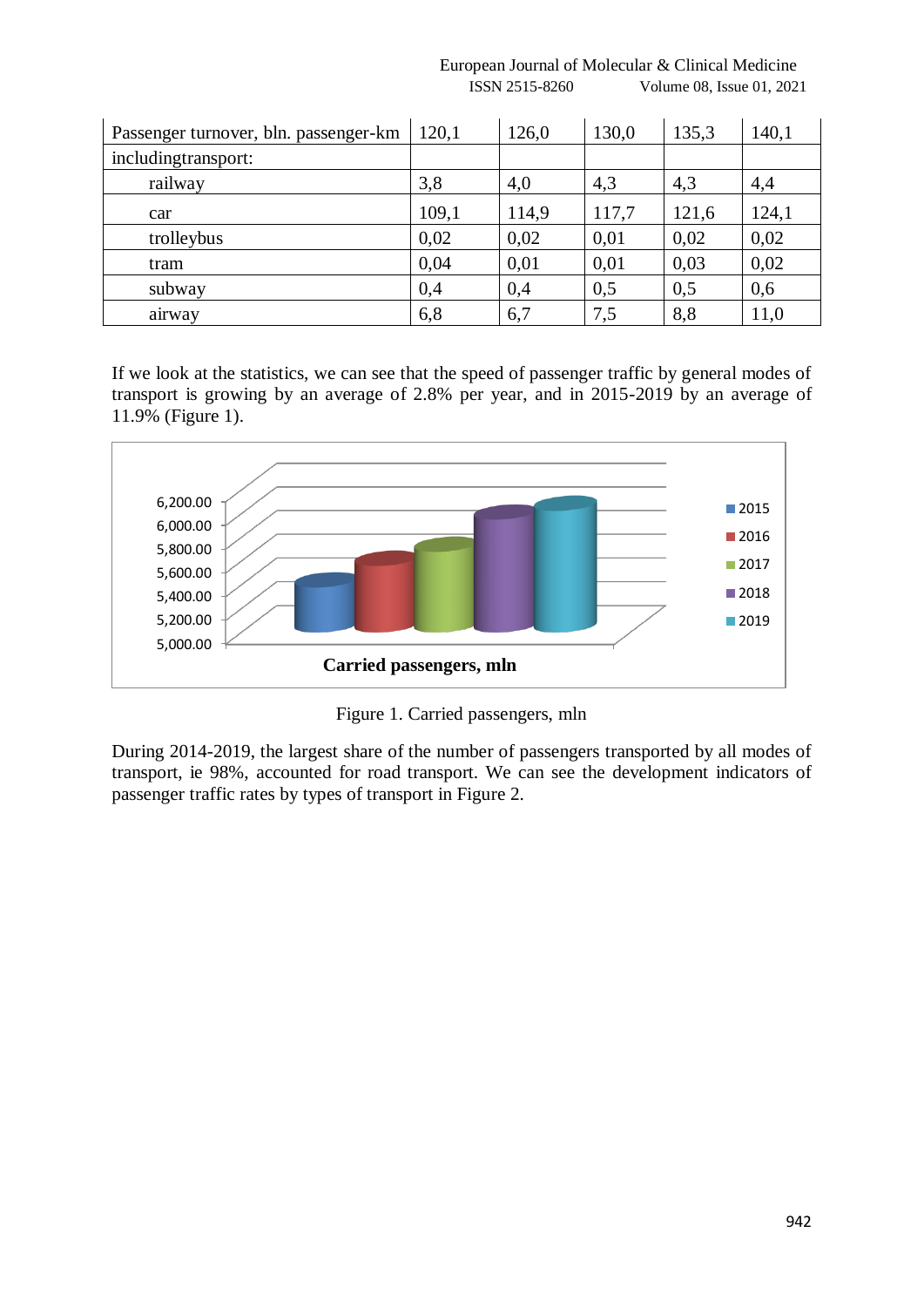| Passenger turnover, bln. passenger-km | 120,1 | 126,0 | 130,0 | 135,3 | 140,1 |
|---|---|---|---|---|---|
| includingtransport: | | | | | |
| railway | 3,8 | 4,0 | 4,3 | 4,3 | 4,4 |
| car | 109,1 | 114,9 | 117,7 | 121,6 | 124,1 |
| trolleybus | 0,02 | 0,02 | 0,01 | 0,02 | 0,02 |
| tram | 0,04 | 0,01 | 0,01 | 0,03 | 0,02 |
| subway | 0,4 | 0,4 | 0,5 | 0,5 | 0,6 |
| airway | 6,8 | 6,7 | 7,5 | 8,8 | 11,0 |

If we look at the statistics, we can see that the speed of passenger traffic by general modes of transport is growing by an average of 2.8% per year, and in 2015-2019 by an average of 11.9% (Figure 1).

Figure 1. Carried passengers, mln

During 2014-2019, the largest share of the number of passengers transported by all modes of transport, ie 98%, accounted for road transport. We can see the development indicators of passenger traffic rates by types of transport in Figure 2.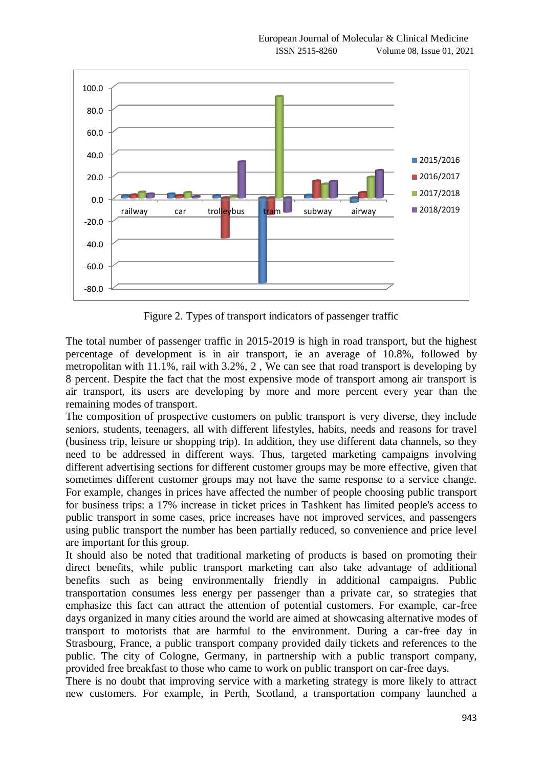Figure 2. Types of transport indicators of passenger traffic

The total number of passenger traffic in 2015-2019 is high in road transport, but the highest percentage of development is in air transport, ie an average of 10.8%, followed by metropolitan with 11.1%, rail with 3.2%, 2 , We can see that road transport is developing by 8 percent. Despite the fact that the most expensive mode of transport among air transport is air transport, its users are developing by more and more percent every year than the remaining modes of transport.

The composition of prospective customers on public transport is very diverse, they include seniors, students, teenagers, all with different lifestyles, habits, needs and reasons for travel (business trip, leisure or shopping trip). In addition, they use different data channels, so they need to be addressed in different ways. Thus, targeted marketing campaigns involving different advertising sections for different customer groups may be more effective, given that sometimes different customer groups may not have the same response to a service change. For example, changes in prices have affected the number of people choosing public transport for business trips: a 17% increase in ticket prices in Tashkent has limited people's access to public transport in some cases, price increases have not improved services, and passengers using public transport the number has been partially reduced, so convenience and price level are important for this group.

It should also be noted that traditional marketing of products is based on promoting their direct benefits, while public transport marketing can also take advantage of additional benefits such as being environmentally friendly in additional campaigns. Public transportation consumes less energy per passenger than a private car, so strategies that emphasize this fact can attract the attention of potential customers. For example, car-free days organized in many cities around the world are aimed at showcasing alternative modes of transport to motorists that are harmful to the environment. During a car-free day in Strasbourg, France, a public transport company provided daily tickets and references to the public. The city of Cologne, Germany, in partnership with a public transport company, provided free breakfast to those who came to work on public transport on car-free days.

There is no doubt that improving service with a marketing strategy is more likely to attract new customers. For example, in Perth, Scotland, a transportation company launched a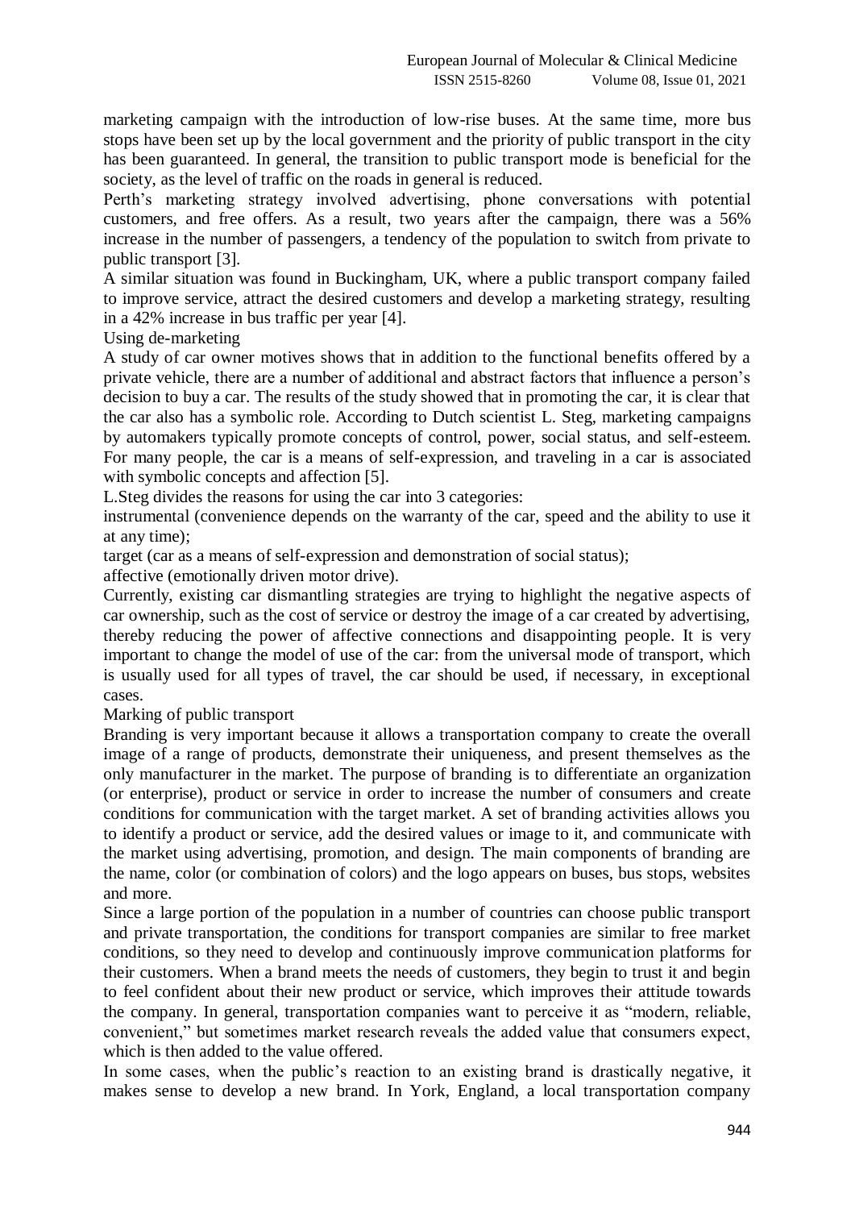marketing campaign with the introduction of low-rise buses. At the same time, more bus stops have been set up by the local government and the priority of public transport in the city has been guaranteed. In general, the transition to public transport mode is beneficial for the society, as the level of traffic on the roads in general is reduced.

Perth's marketing strategy involved advertising, phone conversations with potential customers, and free offers. As a result, two years after the campaign, there was a 56% increase in the number of passengers, a tendency of the population to switch from private to public transport [3].

A similar situation was found in Buckingham, UK, where a public transport company failed to improve service, attract the desired customers and develop a marketing strategy, resulting in a 42% increase in bus traffic per year [4].

Using de-marketing

A study of car owner motives shows that in addition to the functional benefits offered by a private vehicle, there are a number of additional and abstract factors that influence a person's decision to buy a car. The results of the study showed that in promoting the car, it is clear that the car also has a symbolic role. According to Dutch scientist L. Steg, marketing campaigns by automakers typically promote concepts of control, power, social status, and self-esteem. For many people, the car is a means of self-expression, and traveling in a car is associated with symbolic concepts and affection [5].

L.Steg divides the reasons for using the car into 3 categories:

instrumental (convenience depends on the warranty of the car, speed and the ability to use it at any time);

target (car as a means of self-expression and demonstration of social status);

affective (emotionally driven motor drive).

Currently, existing car dismantling strategies are trying to highlight the negative aspects of car ownership, such as the cost of service or destroy the image of a car created by advertising, thereby reducing the power of affective connections and disappointing people. It is very important to change the model of use of the car: from the universal mode of transport, which is usually used for all types of travel, the car should be used, if necessary, in exceptional cases.

Marking of public transport

Branding is very important because it allows a transportation company to create the overall image of a range of products, demonstrate their uniqueness, and present themselves as the only manufacturer in the market. The purpose of branding is to differentiate an organization (or enterprise), product or service in order to increase the number of consumers and create conditions for communication with the target market. A set of branding activities allows you to identify a product or service, add the desired values or image to it, and communicate with the market using advertising, promotion, and design. The main components of branding are the name, color (or combination of colors) and the logo appears on buses, bus stops, websites and more.

Since a large portion of the population in a number of countries can choose public transport and private transportation, the conditions for transport companies are similar to free market conditions, so they need to develop and continuously improve communication platforms for their customers. When a brand meets the needs of customers, they begin to trust it and begin to feel confident about their new product or service, which improves their attitude towards the company. In general, transportation companies want to perceive it as "modern, reliable, convenient," but sometimes market research reveals the added value that consumers expect, which is then added to the value offered.

In some cases, when the public's reaction to an existing brand is drastically negative, it makes sense to develop a new brand. In York, England, a local transportation company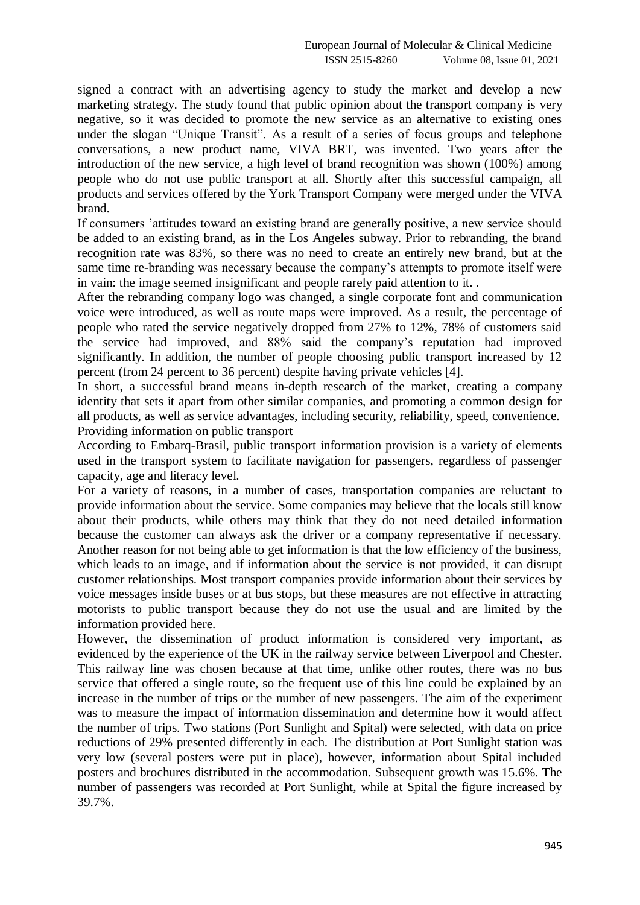signed a contract with an advertising agency to study the market and develop a new marketing strategy. The study found that public opinion about the transport company is very negative, so it was decided to promote the new service as an alternative to existing ones under the slogan "Unique Transit". As a result of a series of focus groups and telephone conversations, a new product name, VIVA BRT, was invented. Two years after the introduction of the new service, a high level of brand recognition was shown (100%) among people who do not use public transport at all. Shortly after this successful campaign, all products and services offered by the York Transport Company were merged under the VIVA brand.

If consumers 'attitudes toward an existing brand are generally positive, a new service should be added to an existing brand, as in the Los Angeles subway. Prior to rebranding, the brand recognition rate was 83%, so there was no need to create an entirely new brand, but at the same time re-branding was necessary because the company's attempts to promote itself were in vain: the image seemed insignificant and people rarely paid attention to it. .

After the rebranding company logo was changed, a single corporate font and communication voice were introduced, as well as route maps were improved. As a result, the percentage of people who rated the service negatively dropped from 27% to 12%, 78% of customers said the service had improved, and 88% said the company's reputation had improved significantly. In addition, the number of people choosing public transport increased by 12 percent (from 24 percent to 36 percent) despite having private vehicles [4].

In short, a successful brand means in-depth research of the market, creating a company identity that sets it apart from other similar companies, and promoting a common design for all products, as well as service advantages, including security, reliability, speed, convenience.

## Providing information on public transport

According to Embarq-Brasil, public transport information provision is a variety of elements used in the transport system to facilitate navigation for passengers, regardless of passenger capacity, age and literacy level.

For a variety of reasons, in a number of cases, transportation companies are reluctant to provide information about the service. Some companies may believe that the locals still know about their products, while others may think that they do not need detailed information because the customer can always ask the driver or a company representative if necessary. Another reason for not being able to get information is that the low efficiency of the business, which leads to an image, and if information about the service is not provided, it can disrupt customer relationships. Most transport companies provide information about their services by voice messages inside buses or at bus stops, but these measures are not effective in attracting motorists to public transport because they do not use the usual and are limited by the information provided here.

However, the dissemination of product information is considered very important, as evidenced by the experience of the UK in the railway service between Liverpool and Chester. This railway line was chosen because at that time, unlike other routes, there was no bus service that offered a single route, so the frequent use of this line could be explained by an increase in the number of trips or the number of new passengers. The aim of the experiment was to measure the impact of information dissemination and determine how it would affect the number of trips. Two stations (Port Sunlight and Spital) were selected, with data on price reductions of 29% presented differently in each. The distribution at Port Sunlight station was very low (several posters were put in place), however, information about Spital included posters and brochures distributed in the accommodation. Subsequent growth was 15.6%. The number of passengers was recorded at Port Sunlight, while at Spital the figure increased by 39.7%.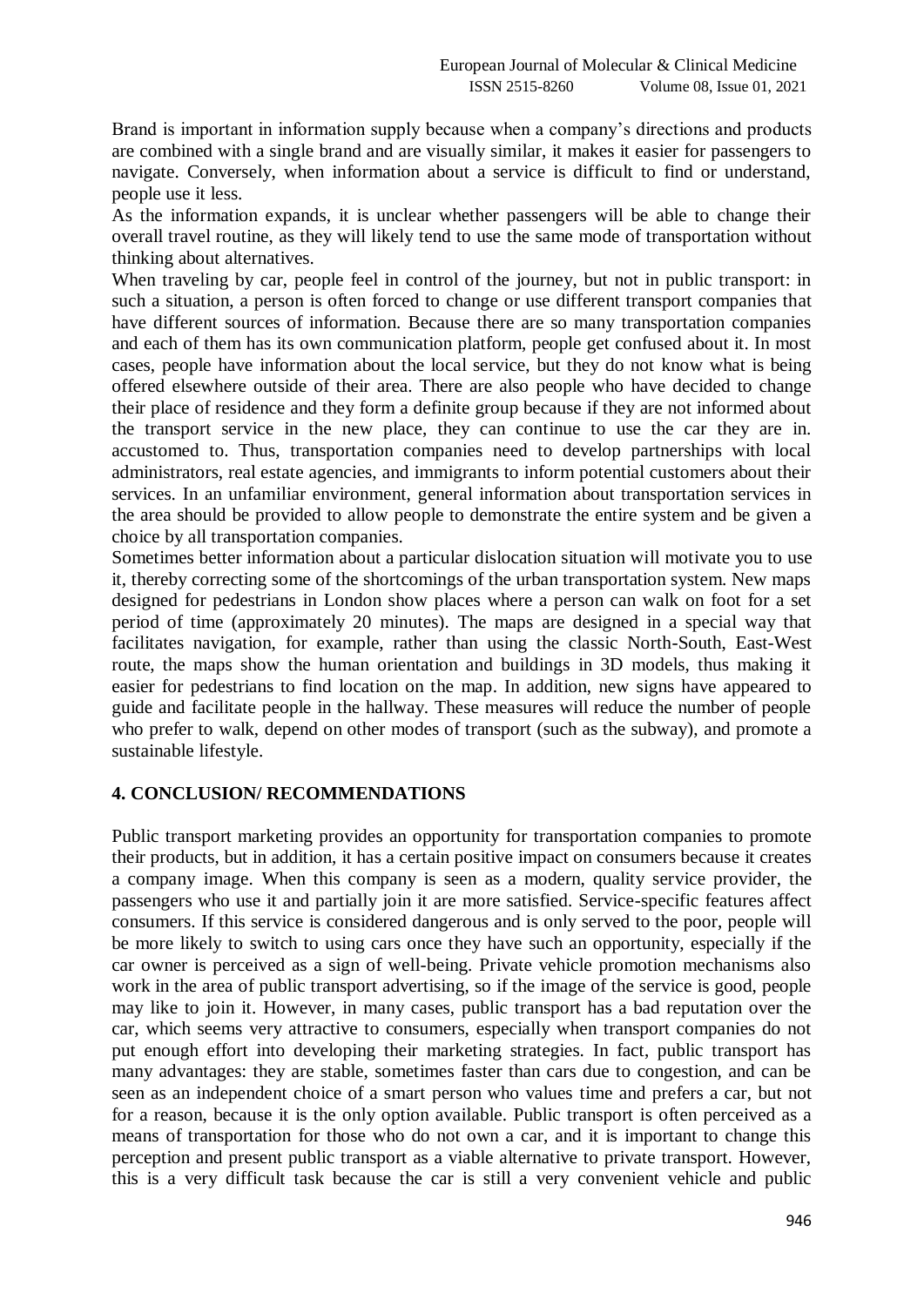Brand is important in information supply because when a company's directions and products are combined with a single brand and are visually similar, it makes it easier for passengers to navigate. Conversely, when information about a service is difficult to find or understand, people use it less.

As the information expands, it is unclear whether passengers will be able to change their overall travel routine, as they will likely tend to use the same mode of transportation without thinking about alternatives.

When traveling by car, people feel in control of the journey, but not in public transport: in such a situation, a person is often forced to change or use different transport companies that have different sources of information. Because there are so many transportation companies and each of them has its own communication platform, people get confused about it. In most cases, people have information about the local service, but they do not know what is being offered elsewhere outside of their area. There are also people who have decided to change their place of residence and they form a definite group because if they are not informed about the transport service in the new place, they can continue to use the car they are in. accustomed to. Thus, transportation companies need to develop partnerships with local administrators, real estate agencies, and immigrants to inform potential customers about their services. In an unfamiliar environment, general information about transportation services in the area should be provided to allow people to demonstrate the entire system and be given a choice by all transportation companies.

Sometimes better information about a particular dislocation situation will motivate you to use it, thereby correcting some of the shortcomings of the urban transportation system. New maps designed for pedestrians in London show places where a person can walk on foot for a set period of time (approximately 20 minutes). The maps are designed in a special way that facilitates navigation, for example, rather than using the classic North-South, East-West route, the maps show the human orientation and buildings in 3D models, thus making it easier for pedestrians to find location on the map. In addition, new signs have appeared to guide and facilitate people in the hallway. These measures will reduce the number of people who prefer to walk, depend on other modes of transport (such as the subway), and promote a sustainable lifestyle.

## 4. CONCLUSION/ RECOMMENDATIONS

Public transport marketing provides an opportunity for transportation companies to promote their products, but in addition, it has a certain positive impact on consumers because it creates a company image. When this company is seen as a modern, quality service provider, the passengers who use it and partially join it are more satisfied. Service-specific features affect consumers. If this service is considered dangerous and is only served to the poor, people will be more likely to switch to using cars once they have such an opportunity, especially if the car owner is perceived as a sign of well-being. Private vehicle promotion mechanisms also work in the area of public transport advertising, so if the image of the service is good, people may like to join it. However, in many cases, public transport has a bad reputation over the car, which seems very attractive to consumers, especially when transport companies do not put enough effort into developing their marketing strategies. In fact, public transport has many advantages: they are stable, sometimes faster than cars due to congestion, and can be seen as an independent choice of a smart person who values time and prefers a car, but not for a reason, because it is the only option available. Public transport is often perceived as a means of transportation for those who do not own a car, and it is important to change this perception and present public transport as a viable alternative to private transport. However, this is a very difficult task because the car is still a very convenient vehicle and public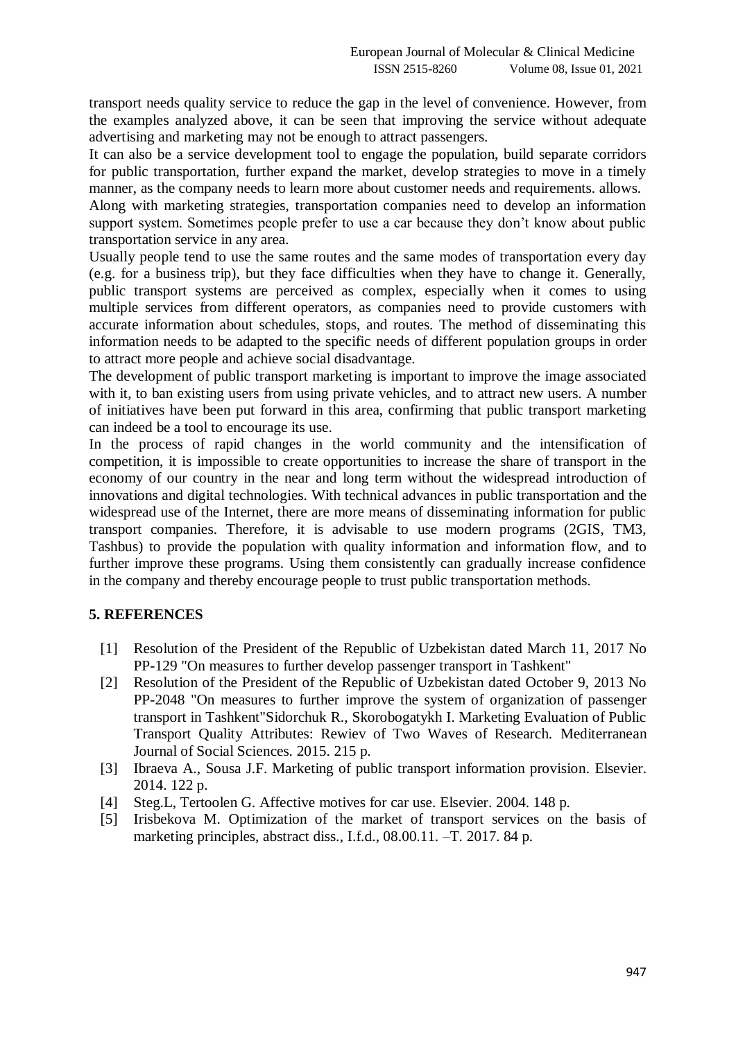transport needs quality service to reduce the gap in the level of convenience. However, from the examples analyzed above, it can be seen that improving the service without adequate advertising and marketing may not be enough to attract passengers.

It can also be a service development tool to engage the population, build separate corridors for public transportation, further expand the market, develop strategies to move in a timely manner, as the company needs to learn more about customer needs and requirements. allows.

Along with marketing strategies, transportation companies need to develop an information support system. Sometimes people prefer to use a car because they don't know about public transportation service in any area.

Usually people tend to use the same routes and the same modes of transportation every day (e.g. for a business trip), but they face difficulties when they have to change it. Generally, public transport systems are perceived as complex, especially when it comes to using multiple services from different operators, as companies need to provide customers with accurate information about schedules, stops, and routes. The method of disseminating this information needs to be adapted to the specific needs of different population groups in order to attract more people and achieve social disadvantage.

The development of public transport marketing is important to improve the image associated with it, to ban existing users from using private vehicles, and to attract new users. A number of initiatives have been put forward in this area, confirming that public transport marketing can indeed be a tool to encourage its use.

In the process of rapid changes in the world community and the intensification of competition, it is impossible to create opportunities to increase the share of transport in the economy of our country in the near and long term without the widespread introduction of innovations and digital technologies. With technical advances in public transportation and the widespread use of the Internet, there are more means of disseminating information for public transport companies. Therefore, it is advisable to use modern programs (2GIS, TM3, Tashbus) to provide the population with quality information and information flow, and to further improve these programs. Using them consistently can gradually increase confidence in the company and thereby encourage people to trust public transportation methods.

## 5. REFERENCES

[1] Resolution of the President of the Republic of Uzbekistan dated March 11, 2017 No PP-129 "On measures to further develop passenger transport in Tashkent"

[2] Resolution of the President of the Republic of Uzbekistan dated October 9, 2013 No PP-2048 "On measures to further improve the system of organization of passenger transport in Tashkent"Sidorchuk R., Skorobogatykh I. Marketing Evaluation of Public Transport Quality Attributes: Rewiev of Two Waves of Research. Mediterranean Journal of Social Sciences. 2015. 215 p.

[3] Ibraeva A., Sousa J.F. Marketing of public transport information provision. Elsevier. 2014. 122 p.

[4] Steg.L, Tertoolen G. Affective motives for car use. Elsevier. 2004. 148 p.

[5] Irisbekova M. Optimization of the market of transport services on the basis of marketing principles, abstract diss., I.f.d., 08.00.11. –T. 2017. 84 p.